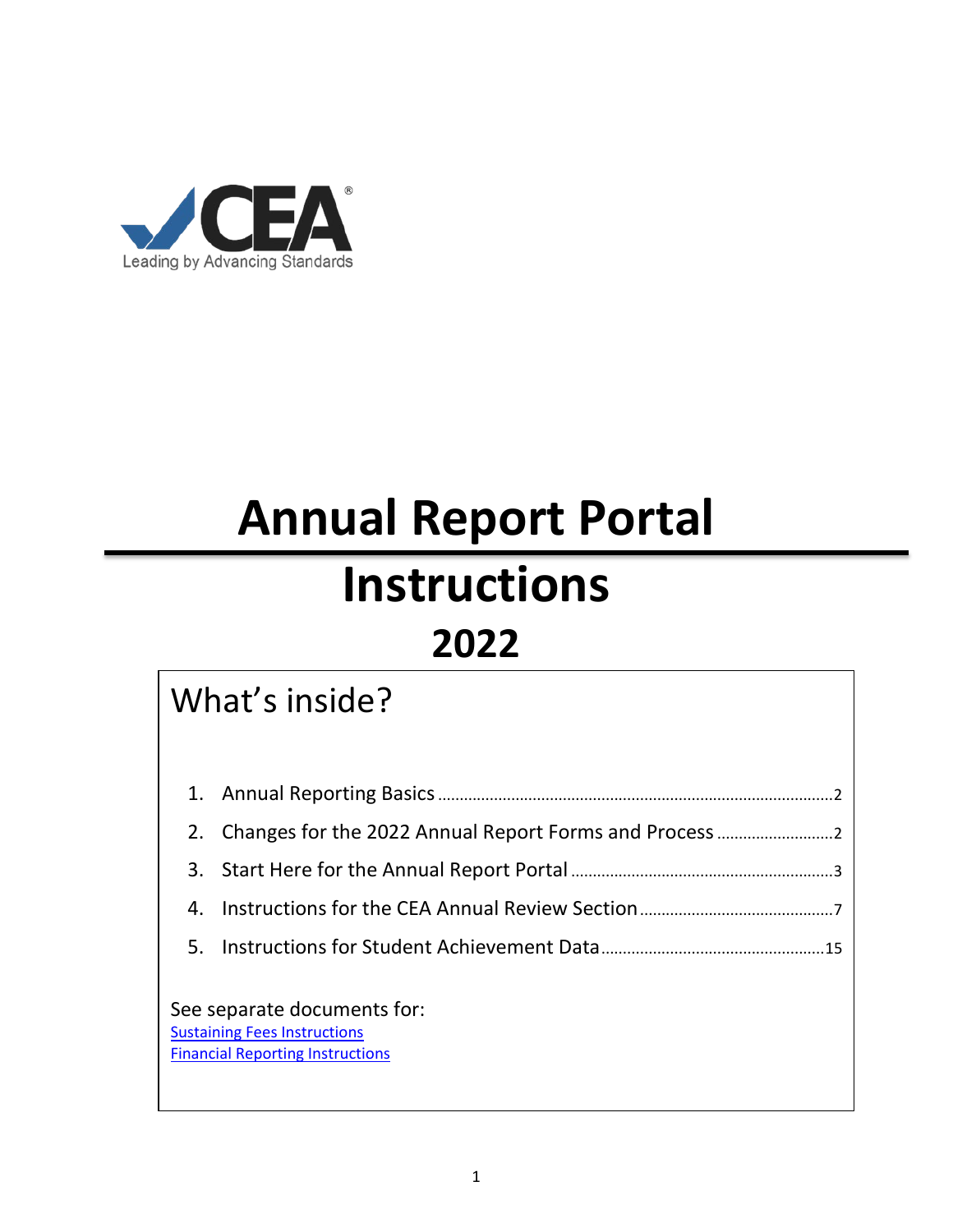CEA®

Leading by Advancing Standards

# Annual Report Portal

# Instructions

## 2022

## What's inside?

1. Annual Reporting Basics ........................................ 2
2. Changes for the 2022 Annual Report Forms and Process ........................................ 2
3. Start Here for the Annual Report Portal ........................................ 3
4. Instructions for the CEA Annual Review Section ........................................ 7
5. Instructions for Student Achievement Data ........................................ 15

See separate documents for:

Sustaining Fees Instructions

Financial Reporting Instructions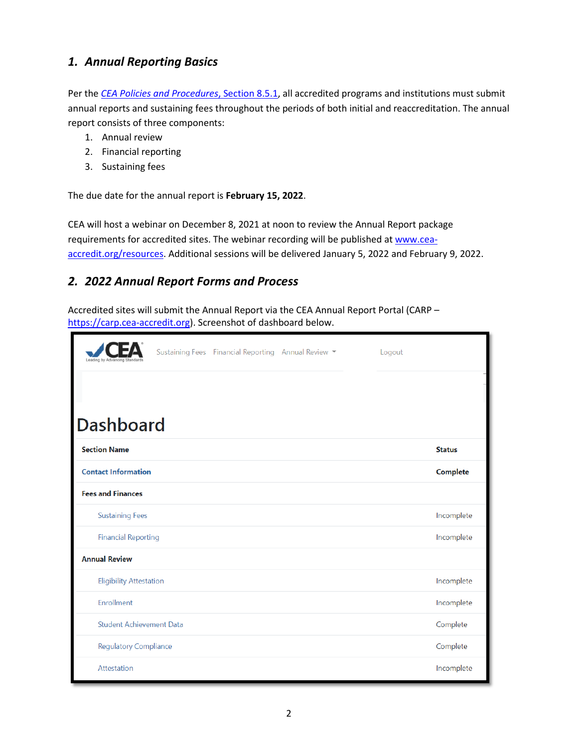## 1. *Annual Reporting Basics*

Per the *CEA Policies and Procedures*, Section 8.5.1, all accredited programs and institutions must submit annual reports and sustaining fees throughout the periods of both initial and reaccreditation. The annual report consists of three components:

1. Annual review
2. Financial reporting
3. Sustaining fees

The due date for the annual report is **February 15, 2022**.

CEA will host a webinar on December 8, 2021 at noon to review the Annual Report package requirements for accredited sites. The webinar recording will be published at www.cea-accredit.org/resources. Additional sessions will be delivered January 5, 2022 and February 9, 2022.

## 2. *2022 Annual Report Forms and Process*

Accredited sites will submit the Annual Report via the CEA Annual Report Portal (CARP – https://carp.cea-accredit.org). Screenshot of dashboard below.

CEA — Leading by Advancing Standards | Sustaining Fees | Financial Reporting | Annual Review | Logout

# Dashboard

| Section Name | Status |
|---|---|
| Contact Information | **Complete** |
| **Fees and Finances** | |
| Sustaining Fees | Incomplete |
| Financial Reporting | Incomplete |
| **Annual Review** | |
| Eligibility Attestation | Incomplete |
| Enrollment | Incomplete |
| Student Achievement Data | Complete |
| Regulatory Compliance | Complete |
| Attestation | Incomplete |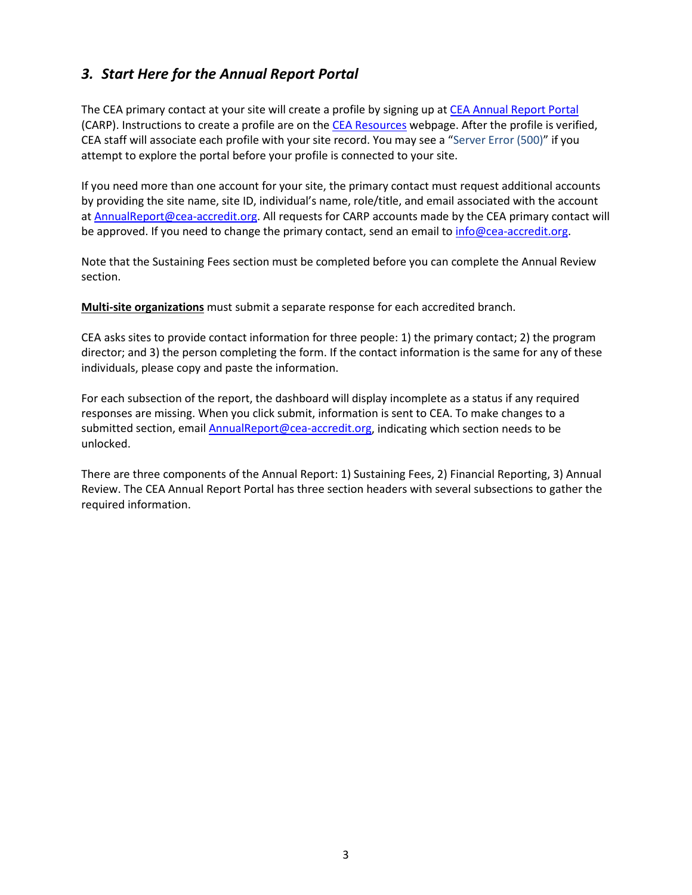## *3. Start Here for the Annual Report Portal*

The CEA primary contact at your site will create a profile by signing up at CEA Annual Report Portal (CARP). Instructions to create a profile are on the CEA Resources webpage. After the profile is verified, CEA staff will associate each profile with your site record. You may see a "Server Error (500)" if you attempt to explore the portal before your profile is connected to your site.

If you need more than one account for your site, the primary contact must request additional accounts by providing the site name, site ID, individual's name, role/title, and email associated with the account at AnnualReport@cea-accredit.org. All requests for CARP accounts made by the CEA primary contact will be approved. If you need to change the primary contact, send an email to info@cea-accredit.org.

Note that the Sustaining Fees section must be completed before you can complete the Annual Review section.

**Multi-site organizations** must submit a separate response for each accredited branch.

CEA asks sites to provide contact information for three people: 1) the primary contact; 2) the program director; and 3) the person completing the form. If the contact information is the same for any of these individuals, please copy and paste the information.

For each subsection of the report, the dashboard will display incomplete as a status if any required responses are missing. When you click submit, information is sent to CEA. To make changes to a submitted section, email AnnualReport@cea-accredit.org, indicating which section needs to be unlocked.

There are three components of the Annual Report: 1) Sustaining Fees, 2) Financial Reporting, 3) Annual Review. The CEA Annual Report Portal has three section headers with several subsections to gather the required information.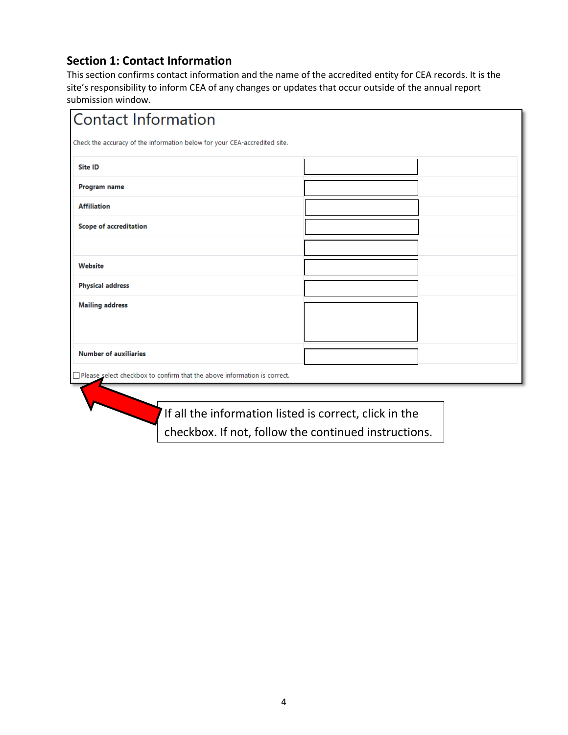## Section 1: Contact Information

This section confirms contact information and the name of the accredited entity for CEA records. It is the site's responsibility to inform CEA of any changes or updates that occur outside of the annual report submission window.

### Contact Information

Check the accuracy of the information below for your CEA-accredited site.

| | |
|---|---|
| **Site ID** | |
| **Program name** | |
| **Affiliation** | |
| **Scope of accreditation** | |
| | |
| **Website** | |
| **Physical address** | |
| **Mailing address** | |
| **Number of auxiliaries** | |

☐ Please select checkbox to confirm that the above information is correct.

If all the information listed is correct, click in the checkbox. If not, follow the continued instructions.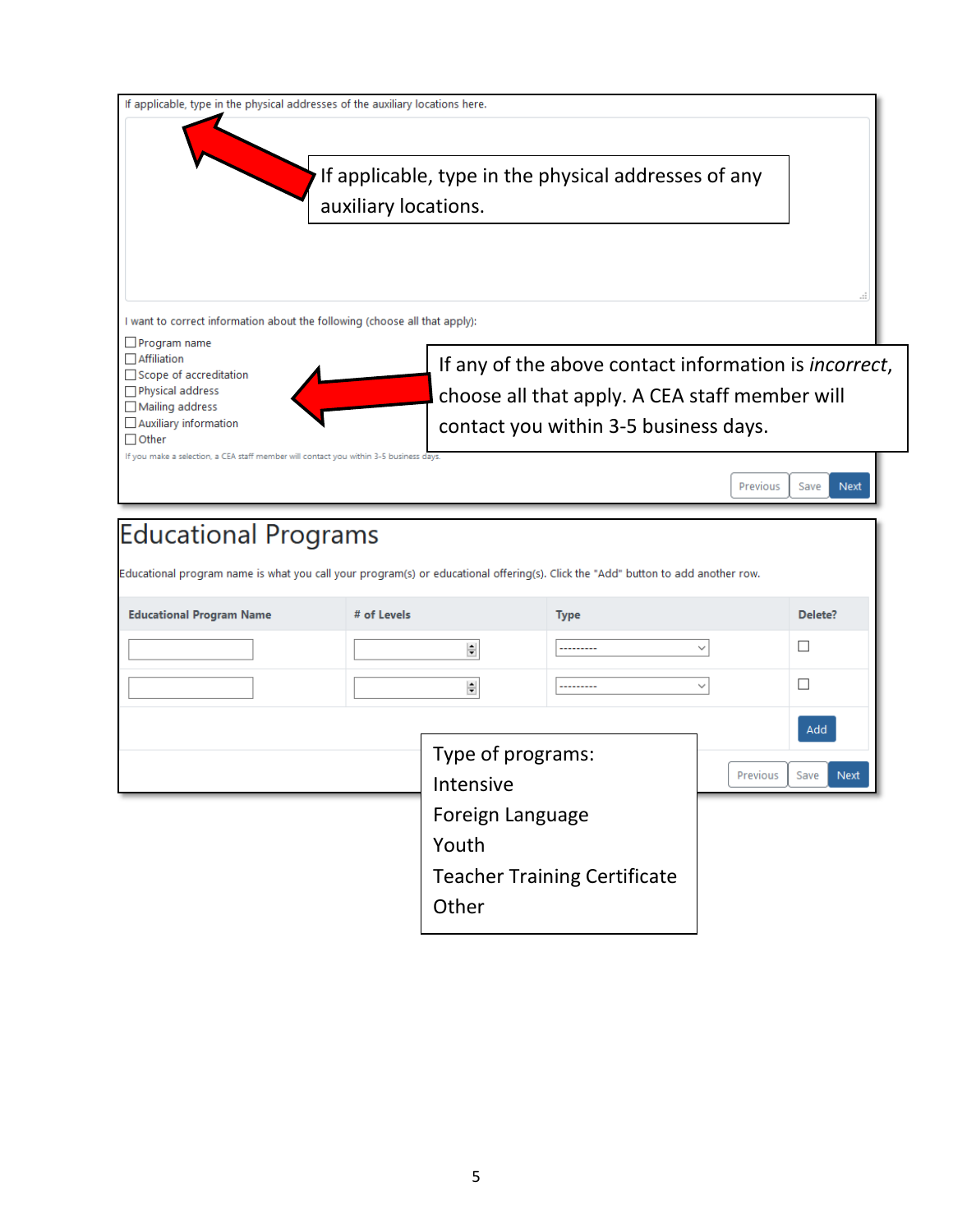If applicable, type in the physical addresses of the auxiliary locations here.

If applicable, type in the physical addresses of any auxiliary locations.

I want to correct information about the following (choose all that apply):

- ☐ Program name
- ☐ Affiliation
- ☐ Scope of accreditation
- ☐ Physical address
- ☐ Mailing address
- ☐ Auxiliary information
- ☐ Other

If you make a selection, a CEA staff member will contact you within 3-5 business days.

If any of the above contact information is *incorrect*, choose all that apply. A CEA staff member will contact you within 3-5 business days.

Previous | Save | Next

# Educational Programs

Educational program name is what you call your program(s) or educational offering(s). Click the "Add" button to add another row.

| Educational Program Name | # of Levels | Type | Delete? |
| --- | --- | --- | --- |
| | | --------- | ☐ |
| | | --------- | ☐ |

Add

Previous | Save | Next

Type of programs:
Intensive
Foreign Language
Youth
Teacher Training Certificate
Other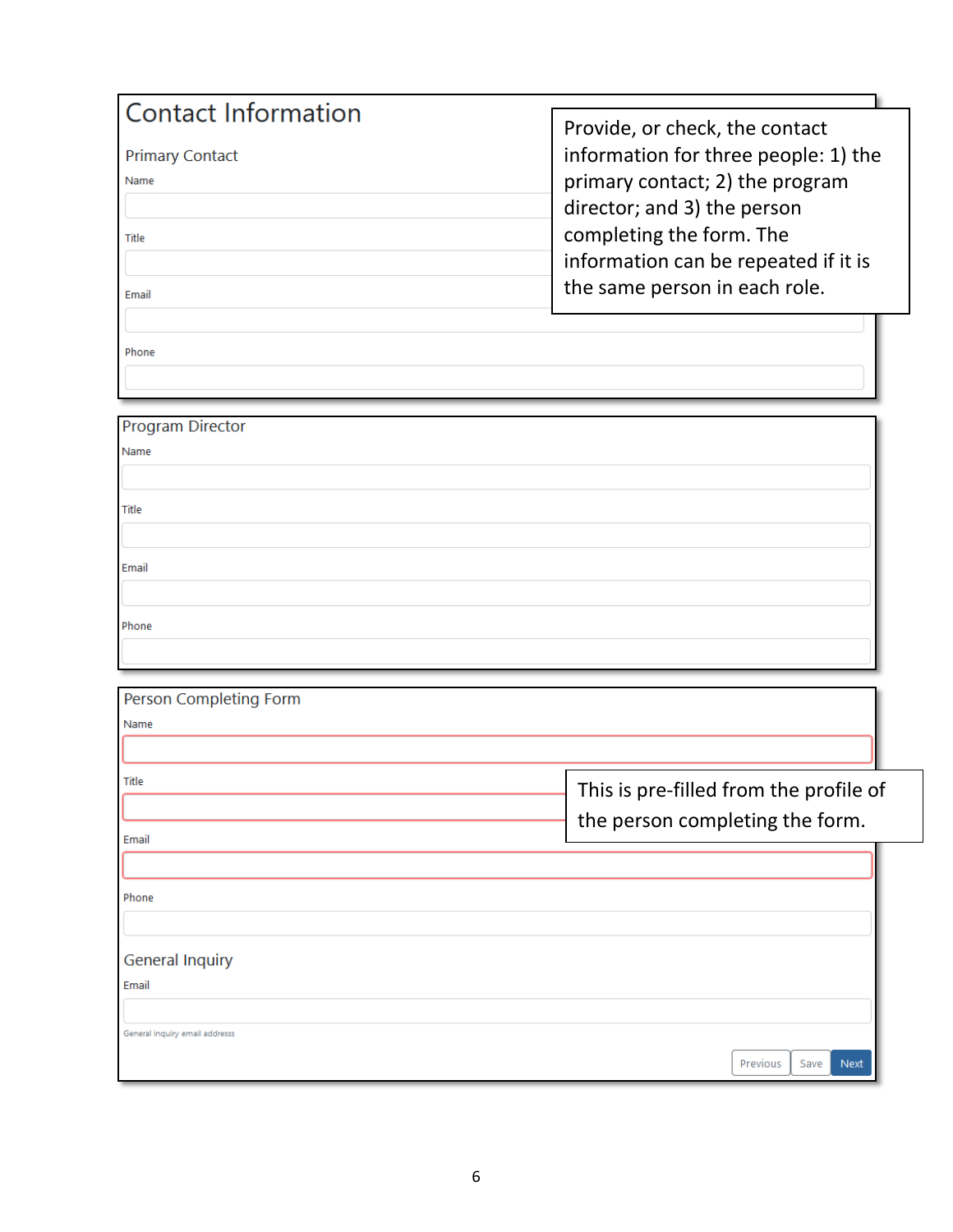## Contact Information

> Provide, or check, the contact information for three people: 1) the primary contact; 2) the program director; and 3) the person completing the form. The information can be repeated if it is the same person in each role.

### Primary Contact

Name

Title

Email

Phone

### Program Director

Name

Title

Email

Phone

### Person Completing Form

> This is pre-filled from the profile of the person completing the form.

Name

Title

Email

Phone

### General Inquiry

Email

General inquiry email address

Previous | Save | Next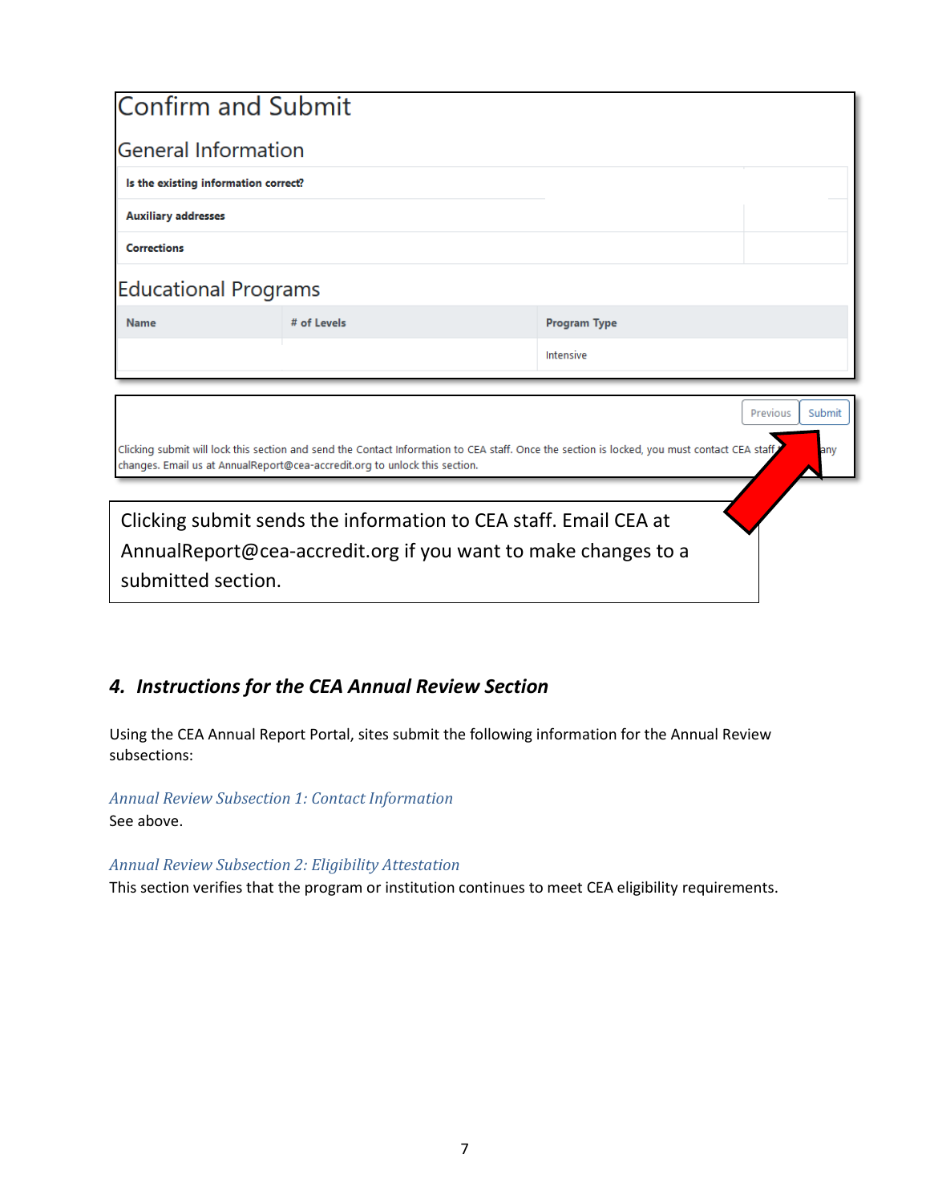## Confirm and Submit

### General Information

| | |
|---|---|
| **Is the existing information correct?** | |
| **Auxiliary addresses** | |
| **Corrections** | |

### Educational Programs

| Name | # of Levels | Program Type |
|---|---|---|
| | | Intensive |

Previous | Submit

Clicking submit will lock this section and send the Contact Information to CEA staff. Once the section is locked, you must contact CEA staff ... any changes. Email us at AnnualReport@cea-accredit.org to unlock this section.

Clicking submit sends the information to CEA staff. Email CEA at AnnualReport@cea-accredit.org if you want to make changes to a submitted section.

## 4. *Instructions for the CEA Annual Review Section*

Using the CEA Annual Report Portal, sites submit the following information for the Annual Review subsections:

*Annual Review Subsection 1: Contact Information*

See above.

*Annual Review Subsection 2: Eligibility Attestation*

This section verifies that the program or institution continues to meet CEA eligibility requirements.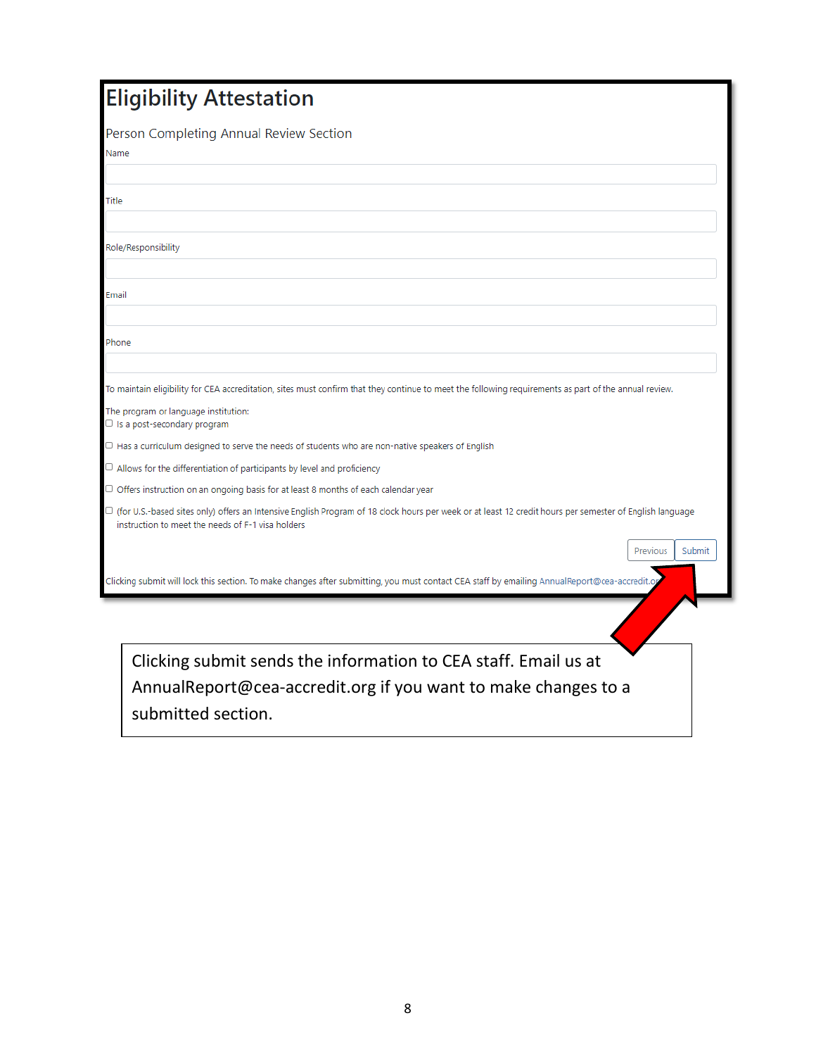# Eligibility Attestation

## Person Completing Annual Review Section

Name

Title

Role/Responsibility

Email

Phone

To maintain eligibility for CEA accreditation, sites must confirm that they continue to meet the following requirements as part of the annual review.

The program or language institution:

- ☐ Is a post-secondary program
- ☐ Has a curriculum designed to serve the needs of students who are non-native speakers of English
- ☐ Allows for the differentiation of participants by level and proficiency
- ☐ Offers instruction on an ongoing basis for at least 8 months of each calendar year
- ☐ (for U.S.-based sites only) offers an Intensive English Program of 18 clock hours per week or at least 12 credit hours per semester of English language instruction to meet the needs of F-1 visa holders

Previous | Submit

Clicking submit will lock this section. To make changes after submitting, you must contact CEA staff by emailing AnnualReport@cea-accredit.org

Clicking submit sends the information to CEA staff. Email us at AnnualReport@cea-accredit.org if you want to make changes to a submitted section.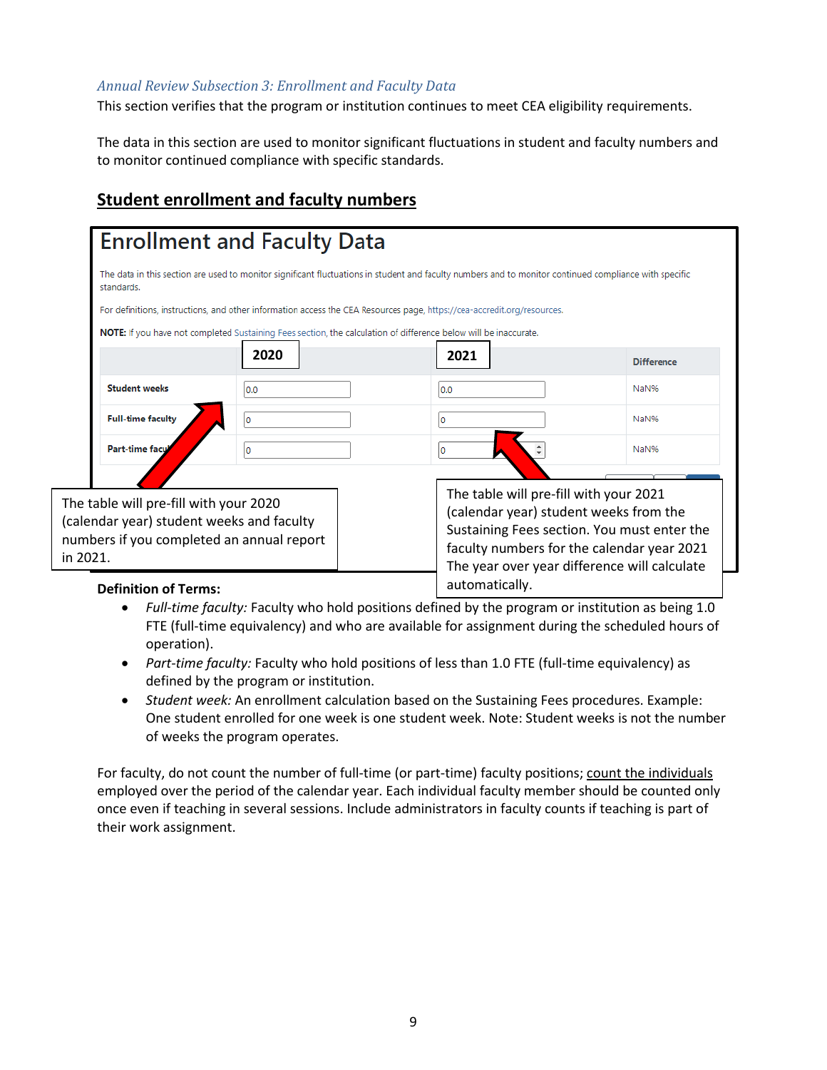*Annual Review Subsection 3: Enrollment and Faculty Data*

This section verifies that the program or institution continues to meet CEA eligibility requirements.

The data in this section are used to monitor significant fluctuations in student and faculty numbers and to monitor continued compliance with specific standards.

## Student enrollment and faculty numbers

# Enrollment and Faculty Data

The data in this section are used to monitor significant fluctuations in student and faculty numbers and to monitor continued compliance with specific standards.

For definitions, instructions, and other information access the CEA Resources page, https://cea-accredit.org/resources.

**NOTE:** If you have not completed Sustaining Fees section, the calculation of difference below will be inaccurate.

| | 2020 | 2021 | Difference |
|---|---|---|---|
| **Student weeks** | 0.0 | 0.0 | NaN% |
| **Full-time faculty** | 0 | 0 | NaN% |
| **Part-time facu** | 0 | 0 | NaN% |

The table will pre-fill with your 2020 (calendar year) student weeks and faculty numbers if you completed an annual report in 2021.

The table will pre-fill with your 2021 (calendar year) student weeks from the Sustaining Fees section. You must enter the faculty numbers for the calendar year 2021 The year over year difference will calculate automatically.

**Definition of Terms:**

- *Full-time faculty:* Faculty who hold positions defined by the program or institution as being 1.0 FTE (full-time equivalency) and who are available for assignment during the scheduled hours of operation).
- *Part-time faculty:* Faculty who hold positions of less than 1.0 FTE (full-time equivalency) as defined by the program or institution.
- *Student week:* An enrollment calculation based on the Sustaining Fees procedures. Example: One student enrolled for one week is one student week. Note: Student weeks is not the number of weeks the program operates.

For faculty, do not count the number of full-time (or part-time) faculty positions; count the individuals employed over the period of the calendar year. Each individual faculty member should be counted only once even if teaching in several sessions. Include administrators in faculty counts if teaching is part of their work assignment.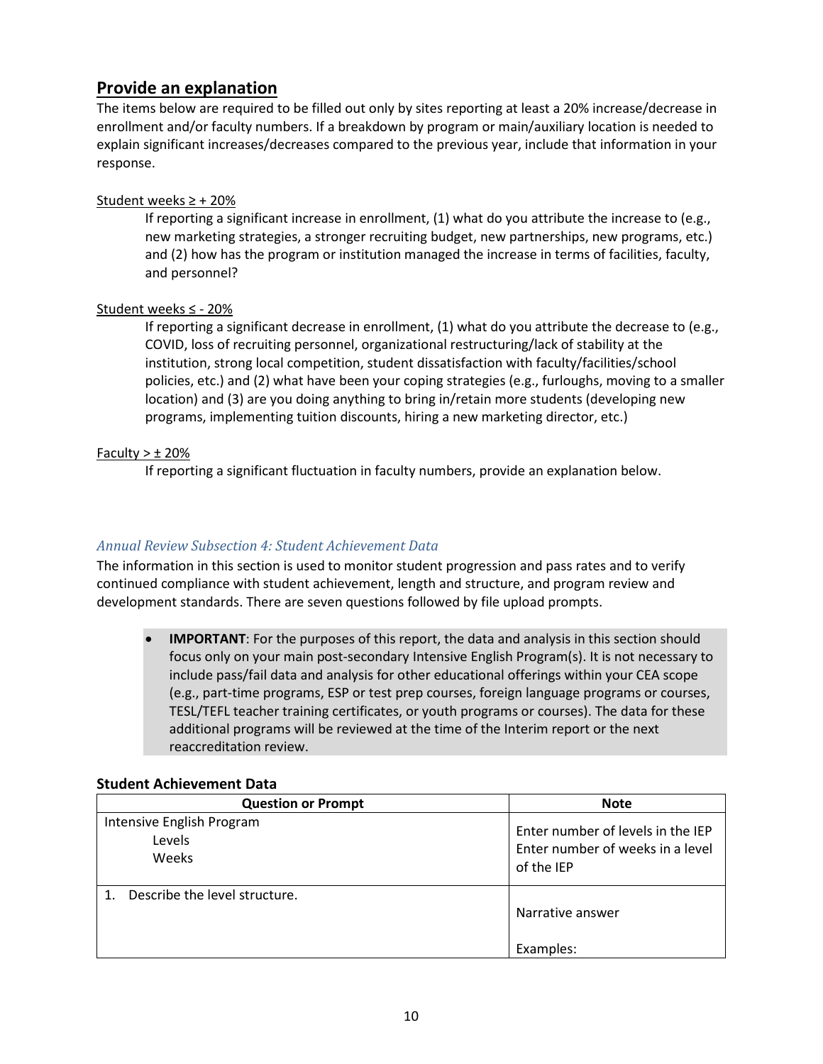## Provide an explanation

The items below are required to be filled out only by sites reporting at least a 20% increase/decrease in enrollment and/or faculty numbers. If a breakdown by program or main/auxiliary location is needed to explain significant increases/decreases compared to the previous year, include that information in your response.

Student weeks ≥ + 20%

> If reporting a significant increase in enrollment, (1) what do you attribute the increase to (e.g., new marketing strategies, a stronger recruiting budget, new partnerships, new programs, etc.) and (2) how has the program or institution managed the increase in terms of facilities, faculty, and personnel?

Student weeks ≤ - 20%

> If reporting a significant decrease in enrollment, (1) what do you attribute the decrease to (e.g., COVID, loss of recruiting personnel, organizational restructuring/lack of stability at the institution, strong local competition, student dissatisfaction with faculty/facilities/school policies, etc.) and (2) what have been your coping strategies (e.g., furloughs, moving to a smaller location) and (3) are you doing anything to bring in/retain more students (developing new programs, implementing tuition discounts, hiring a new marketing director, etc.)

Faculty > ± 20%

> If reporting a significant fluctuation in faculty numbers, provide an explanation below.

### *Annual Review Subsection 4: Student Achievement Data*

The information in this section is used to monitor student progression and pass rates and to verify continued compliance with student achievement, length and structure, and program review and development standards. There are seven questions followed by file upload prompts.

- **IMPORTANT**: For the purposes of this report, the data and analysis in this section should focus only on your main post-secondary Intensive English Program(s). It is not necessary to include pass/fail data and analysis for other educational offerings within your CEA scope (e.g., part-time programs, ESP or test prep courses, foreign language programs or courses, TESL/TEFL teacher training certificates, or youth programs or courses). The data for these additional programs will be reviewed at the time of the Interim report or the next reaccreditation review.

**Student Achievement Data**

| Question or Prompt | Note |
|---|---|
| Intensive English Program<br>Levels<br>Weeks | Enter number of levels in the IEP<br>Enter number of weeks in a level of the IEP |
| 1. Describe the level structure. | Narrative answer<br><br>Examples: |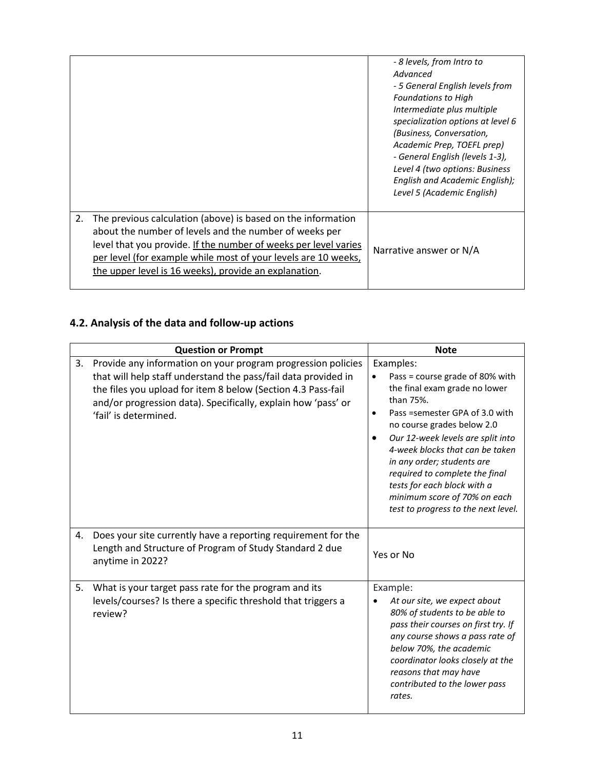| | |
|---|---|
| | *- 8 levels, from Intro to Advanced*<br>*- 5 General English levels from Foundations to High Intermediate plus multiple specialization options at level 6 (Business, Conversation, Academic Prep, TOEFL prep)*<br>*- General English (levels 1-3), Level 4 (two options: Business English and Academic English); Level 5 (Academic English)* |
| 2. The previous calculation (above) is based on the information about the number of levels and the number of weeks per level that you provide. <u>If the number of weeks per level varies per level (for example while most of your levels are 10 weeks, the upper level is 16 weeks), provide an explanation</u>. | Narrative answer or N/A |

## 4.2. Analysis of the data and follow-up actions

| Question or Prompt | Note |
|---|---|
| 3. Provide any information on your program progression policies that will help staff understand the pass/fail data provided in the files you upload for item 8 below (Section 4.3 Pass-fail and/or progression data). Specifically, explain how 'pass' or 'fail' is determined. | Examples:<br>• Pass = course grade of 80% with the final exam grade no lower than 75%.<br>• Pass =semester GPA of 3.0 with no course grades below 2.0<br>• *Our 12-week levels are split into 4-week blocks that can be taken in any order; students are required to complete the final tests for each block with a minimum score of 70% on each test to progress to the next level.* |
| 4. Does your site currently have a reporting requirement for the Length and Structure of Program of Study Standard 2 due anytime in 2022? | Yes or No |
| 5. What is your target pass rate for the program and its levels/courses? Is there a specific threshold that triggers a review? | Example:<br>• *At our site, we expect about 80% of students to be able to pass their courses on first try. If any course shows a pass rate of below 70%, the academic coordinator looks closely at the reasons that may have contributed to the lower pass rates.* |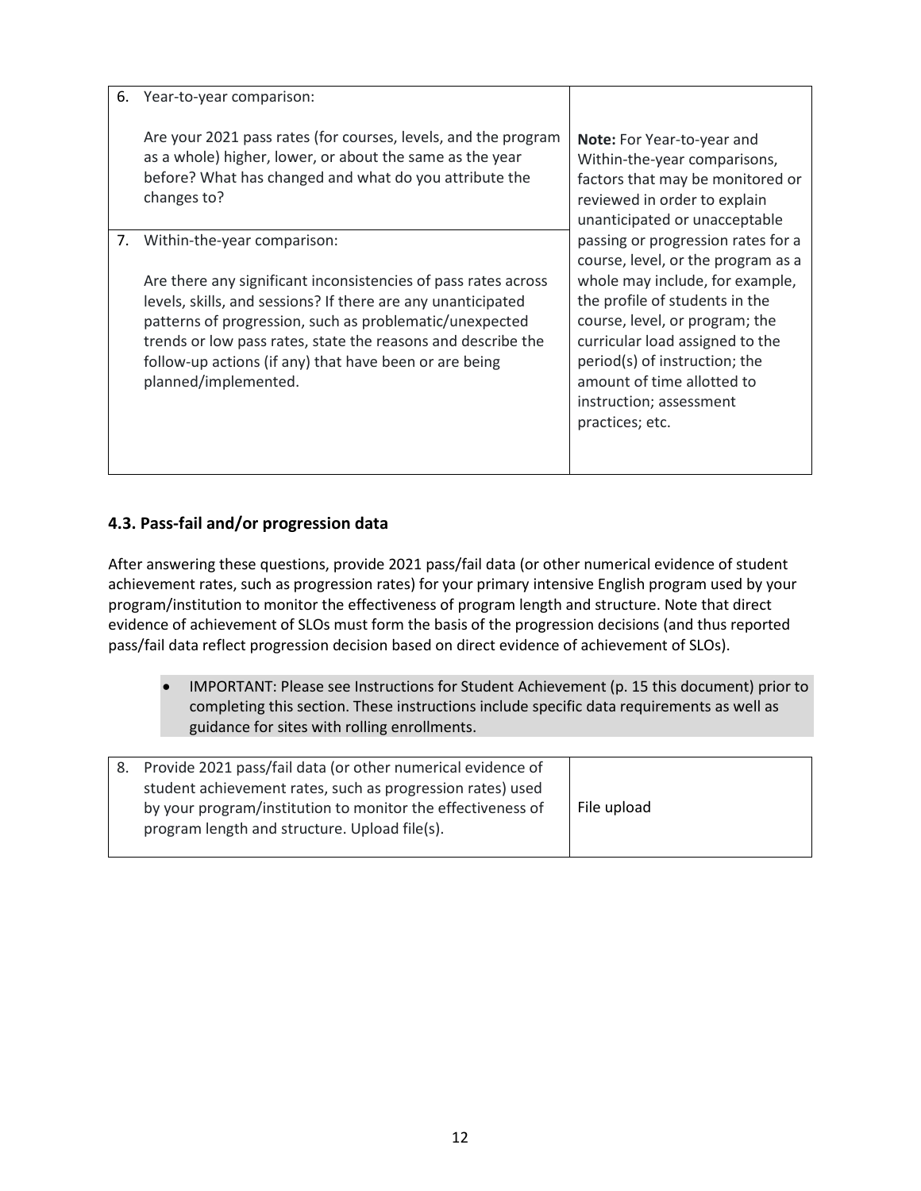| | |
|---|---|
| 6. Year-to-year comparison:<br><br>Are your 2021 pass rates (for courses, levels, and the program as a whole) higher, lower, or about the same as the year before? What has changed and what do you attribute the changes to? | **Note:** For Year-to-year and Within-the-year comparisons, factors that may be monitored or reviewed in order to explain unanticipated or unacceptable passing or progression rates for a course, level, or the program as a whole may include, for example, the profile of students in the course, level, or program; the curricular load assigned to the period(s) of instruction; the amount of time allotted to instruction; assessment practices; etc. |
| 7. Within-the-year comparison:<br><br>Are there any significant inconsistencies of pass rates across levels, skills, and sessions? If there are any unanticipated patterns of progression, such as problematic/unexpected trends or low pass rates, state the reasons and describe the follow-up actions (if any) that have been or are being planned/implemented. | |

### 4.3. Pass-fail and/or progression data

After answering these questions, provide 2021 pass/fail data (or other numerical evidence of student achievement rates, such as progression rates) for your primary intensive English program used by your program/institution to monitor the effectiveness of program length and structure. Note that direct evidence of achievement of SLOs must form the basis of the progression decisions (and thus reported pass/fail data reflect progression decision based on direct evidence of achievement of SLOs).

- IMPORTANT: Please see Instructions for Student Achievement (p. 15 this document) prior to completing this section. These instructions include specific data requirements as well as guidance for sites with rolling enrollments.

| | |
|---|---|
| 8. Provide 2021 pass/fail data (or other numerical evidence of student achievement rates, such as progression rates) used by your program/institution to monitor the effectiveness of program length and structure. Upload file(s). | File upload |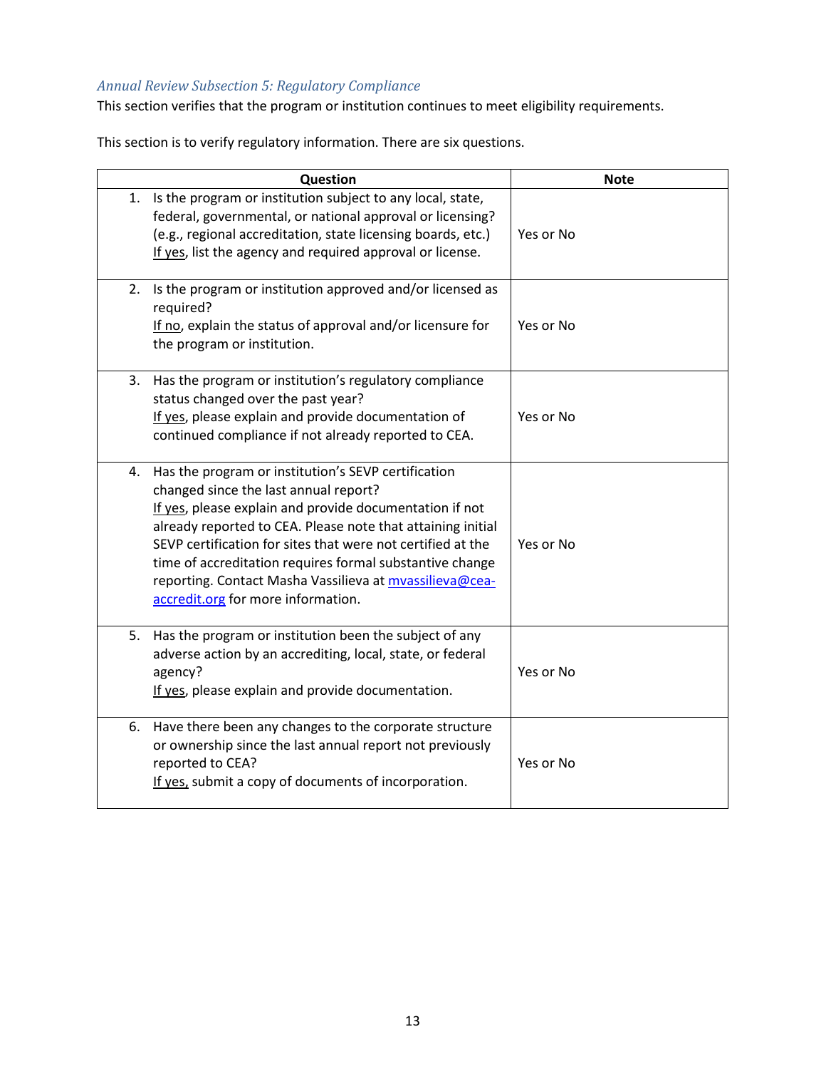### *Annual Review Subsection 5: Regulatory Compliance*

This section verifies that the program or institution continues to meet eligibility requirements.

This section is to verify regulatory information. There are six questions.

| Question | Note |
|---|---|
| 1. Is the program or institution subject to any local, state, federal, governmental, or national approval or licensing? (e.g., regional accreditation, state licensing boards, etc.) <u>If yes</u>, list the agency and required approval or license. | Yes or No |
| 2. Is the program or institution approved and/or licensed as required? <u>If no</u>, explain the status of approval and/or licensure for the program or institution. | Yes or No |
| 3. Has the program or institution's regulatory compliance status changed over the past year? <u>If yes</u>, please explain and provide documentation of continued compliance if not already reported to CEA. | Yes or No |
| 4. Has the program or institution's SEVP certification changed since the last annual report? <u>If yes</u>, please explain and provide documentation if not already reported to CEA. Please note that attaining initial SEVP certification for sites that were not certified at the time of accreditation requires formal substantive change reporting. Contact Masha Vassilieva at [mvassilieva@cea-accredit.org](mailto:mvassilieva@cea-accredit.org) for more information. | Yes or No |
| 5. Has the program or institution been the subject of any adverse action by an accrediting, local, state, or federal agency? <u>If yes</u>, please explain and provide documentation. | Yes or No |
| 6. Have there been any changes to the corporate structure or ownership since the last annual report not previously reported to CEA? <u>If yes,</u> submit a copy of documents of incorporation. | Yes or No |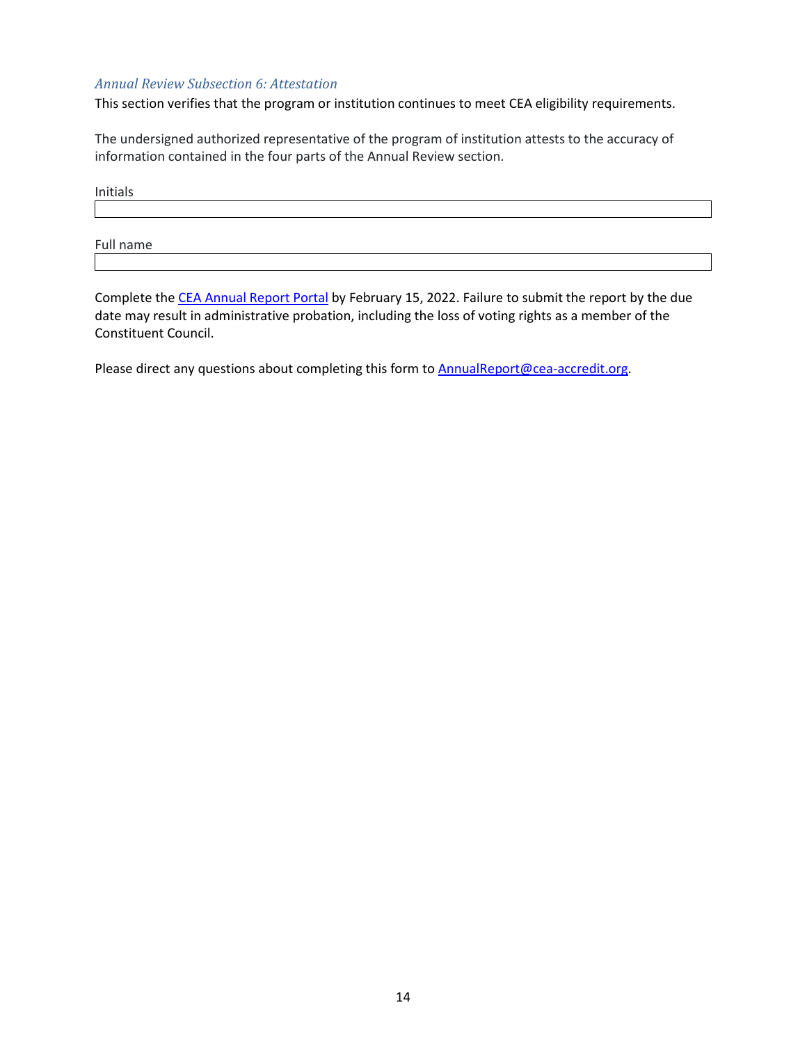### *Annual Review Subsection 6: Attestation*

This section verifies that the program or institution continues to meet CEA eligibility requirements.

The undersigned authorized representative of the program of institution attests to the accuracy of information contained in the four parts of the Annual Review section.

Initials

| |
|---|

Full name

| |
|---|

Complete the CEA Annual Report Portal by February 15, 2022. Failure to submit the report by the due date may result in administrative probation, including the loss of voting rights as a member of the Constituent Council.

Please direct any questions about completing this form to AnnualReport@cea-accredit.org.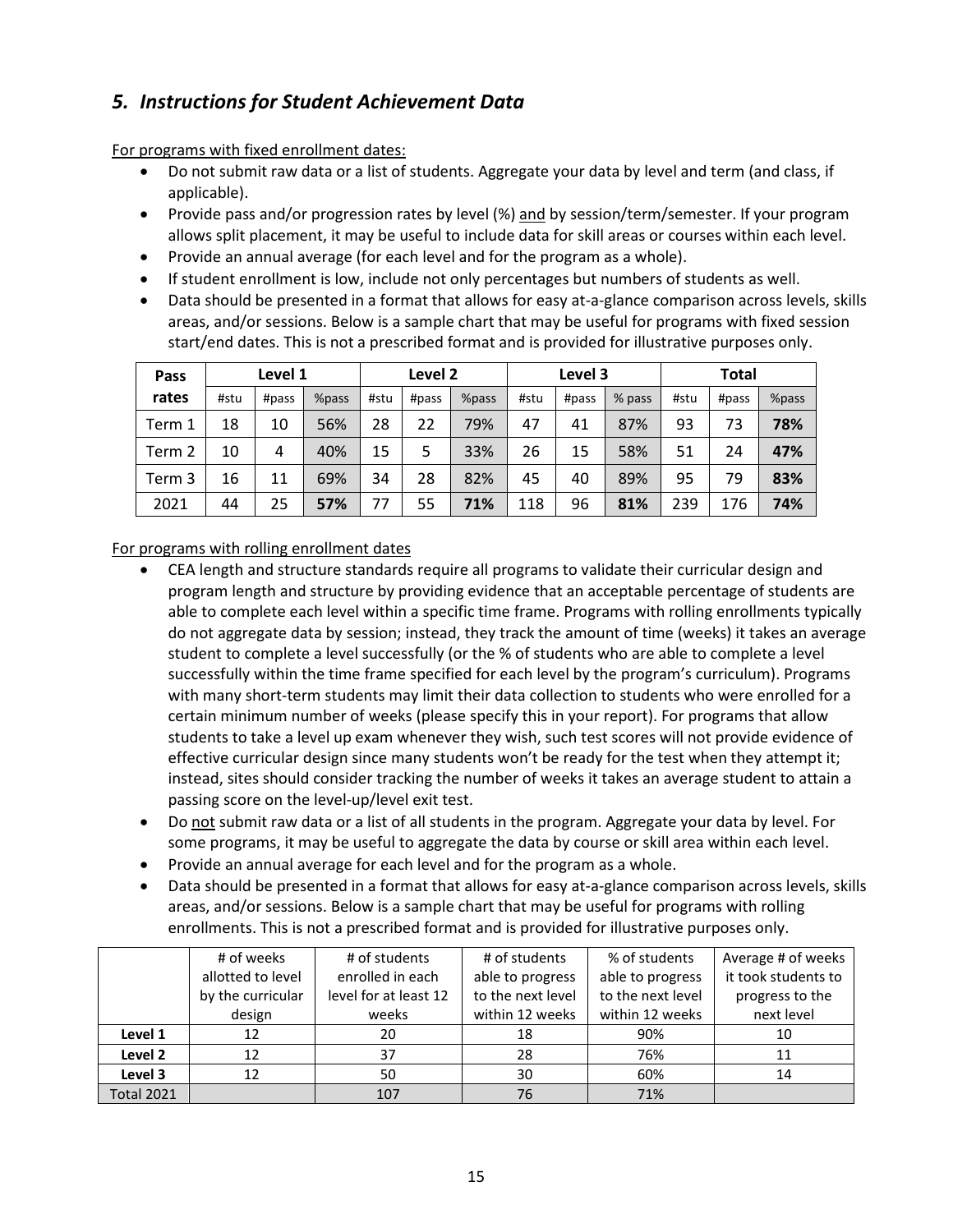## *5. Instructions for Student Achievement Data*

For programs with fixed enrollment dates:

- Do not submit raw data or a list of students. Aggregate your data by level and term (and class, if applicable).
- Provide pass and/or progression rates by level (%) and by session/term/semester. If your program allows split placement, it may be useful to include data for skill areas or courses within each level.
- Provide an annual average (for each level and for the program as a whole).
- If student enrollment is low, include not only percentages but numbers of students as well.
- Data should be presented in a format that allows for easy at-a-glance comparison across levels, skills areas, and/or sessions. Below is a sample chart that may be useful for programs with fixed session start/end dates. This is not a prescribed format and is provided for illustrative purposes only.

| Pass rates | Level 1 | | | Level 2 | | | Level 3 | | | Total | | |
|---|---|---|---|---|---|---|---|---|---|---|---|---|
| | #stu | #pass | %pass | #stu | #pass | %pass | #stu | #pass | % pass | #stu | #pass | %pass |
| Term 1 | 18 | 10 | 56% | 28 | 22 | 79% | 47 | 41 | 87% | 93 | 73 | **78%** |
| Term 2 | 10 | 4 | 40% | 15 | 5 | 33% | 26 | 15 | 58% | 51 | 24 | **47%** |
| Term 3 | 16 | 11 | 69% | 34 | 28 | 82% | 45 | 40 | 89% | 95 | 79 | **83%** |
| 2021 | 44 | 25 | **57%** | 77 | 55 | **71%** | 118 | 96 | **81%** | 239 | 176 | **74%** |

For programs with rolling enrollment dates

- CEA length and structure standards require all programs to validate their curricular design and program length and structure by providing evidence that an acceptable percentage of students are able to complete each level within a specific time frame. Programs with rolling enrollments typically do not aggregate data by session; instead, they track the amount of time (weeks) it takes an average student to complete a level successfully (or the % of students who are able to complete a level successfully within the time frame specified for each level by the program's curriculum). Programs with many short-term students may limit their data collection to students who were enrolled for a certain minimum number of weeks (please specify this in your report). For programs that allow students to take a level up exam whenever they wish, such test scores will not provide evidence of effective curricular design since many students won't be ready for the test when they attempt it; instead, sites should consider tracking the number of weeks it takes an average student to attain a passing score on the level-up/level exit test.
- Do not submit raw data or a list of all students in the program. Aggregate your data by level. For some programs, it may be useful to aggregate the data by course or skill area within each level.
- Provide an annual average for each level and for the program as a whole.
- Data should be presented in a format that allows for easy at-a-glance comparison across levels, skills areas, and/or sessions. Below is a sample chart that may be useful for programs with rolling enrollments. This is not a prescribed format and is provided for illustrative purposes only.

| | # of weeks allotted to level by the curricular design | # of students enrolled in each level for at least 12 weeks | # of students able to progress to the next level within 12 weeks | % of students able to progress to the next level within 12 weeks | Average # of weeks it took students to progress to the next level |
|---|---|---|---|---|---|
| **Level 1** | 12 | 20 | 18 | 90% | 10 |
| **Level 2** | 12 | 37 | 28 | 76% | 11 |
| **Level 3** | 12 | 50 | 30 | 60% | 14 |
| Total 2021 | | 107 | 76 | 71% | |